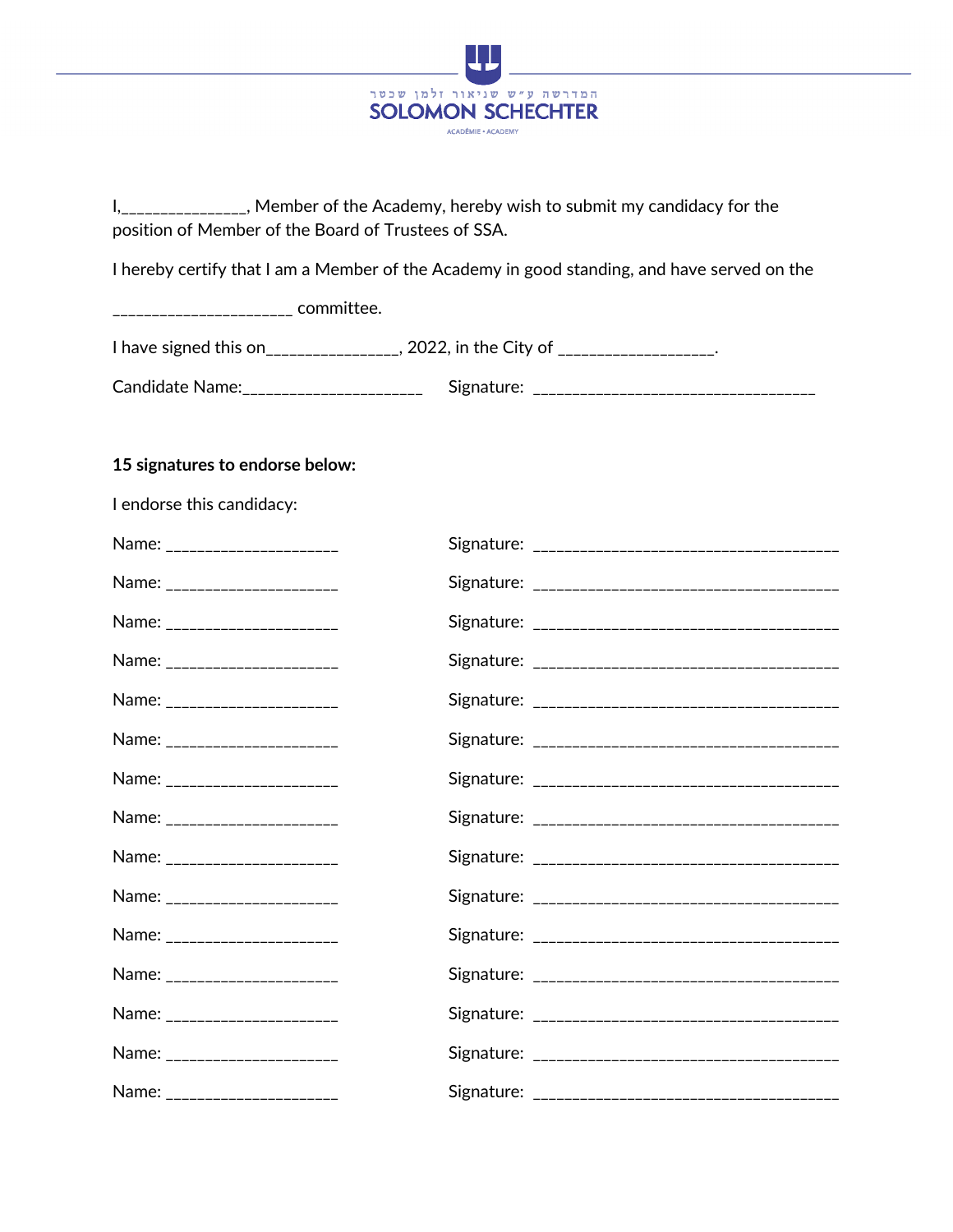המדרשה ע״ש שניאור זלמן שכטר

SOLOMON SCHECHTER

ACADÉMIE • ACADEMY

I,_______________, Member of the Academy, hereby wish to submit my candidacy for the position of Member of the Board of Trustees of SSA.

I hereby certify that I am a Member of the Academy in good standing, and have served on the

_____________________ committee.

I have signed this on_______________, 2022, in the City of __________________.

Candidate Name:_____________________ Signature: __________________________________

**15 signatures to endorse below:**

I endorse this candidacy:

Name: ____________________ Signature: ____________________________________

Name: ____________________ Signature: ____________________________________

Name: ____________________ Signature: ____________________________________

Name: ____________________ Signature: ____________________________________

Name: ____________________ Signature: ____________________________________

Name: ____________________ Signature: ____________________________________

Name: ____________________ Signature: ____________________________________

Name: ____________________ Signature: ____________________________________

Name: ____________________ Signature: ____________________________________

Name: ____________________ Signature: ____________________________________

Name: ____________________ Signature: ____________________________________

Name: ____________________ Signature: ____________________________________

Name: ____________________ Signature: ____________________________________

Name: ____________________ Signature: ____________________________________

Name: ____________________ Signature: ____________________________________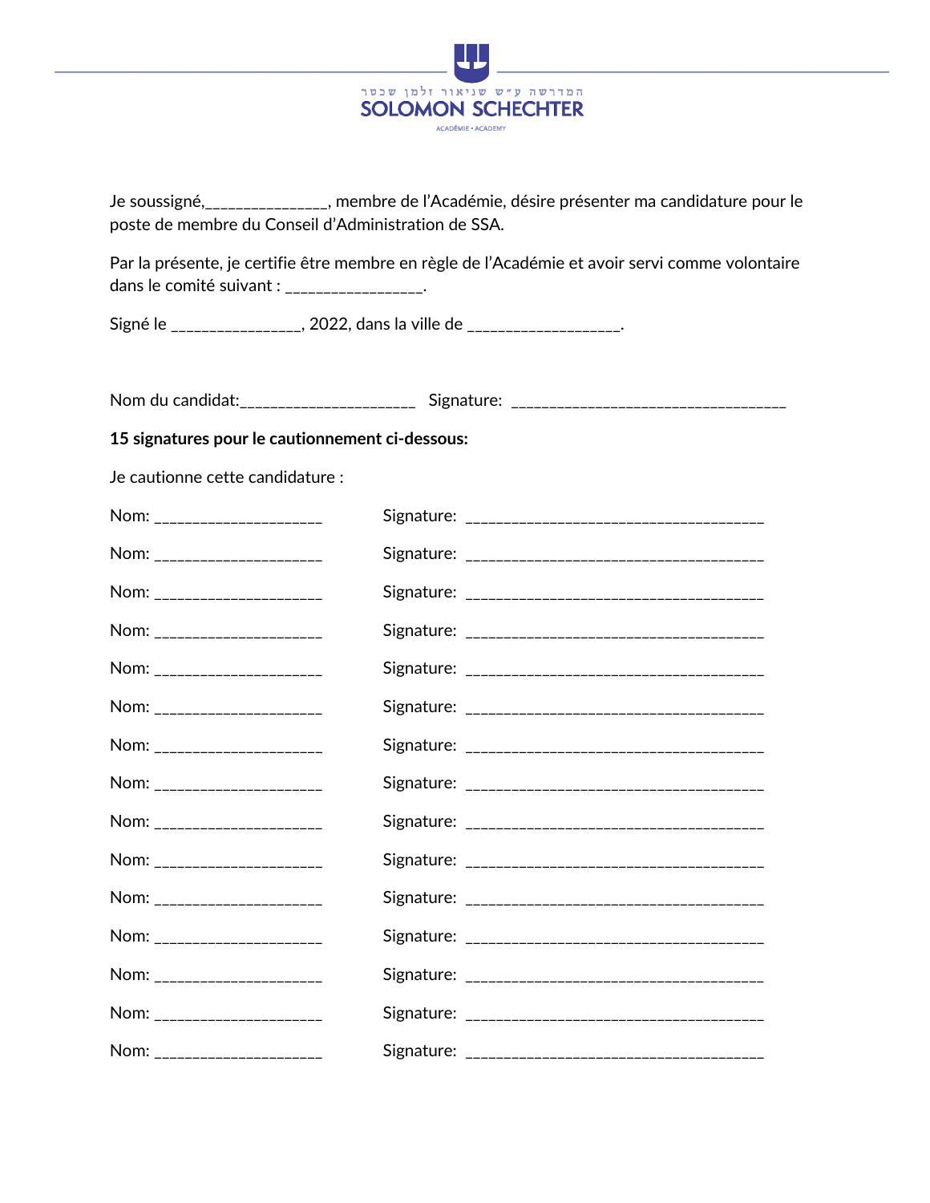המדרשה ע״ש שניאור זלמן שכטר

SOLOMON SCHECHTER

ACADÉMIE • ACADEMY

Je soussigné,_______________, membre de l'Académie, désire présenter ma candidature pour le poste de membre du Conseil d'Administration de SSA.

Par la présente, je certifie être membre en règle de l'Académie et avoir servi comme volontaire dans le comité suivant : _________________.

Signé le ________________, 2022, dans la ville de ___________________.

Nom du candidat:_____________________ Signature: ___________________________________

**15 signatures pour le cautionnement ci-dessous:**

Je cautionne cette candidature :

Nom: _____________________ Signature: ______________________________________

Nom: _____________________ Signature: ______________________________________

Nom: _____________________ Signature: ______________________________________

Nom: _____________________ Signature: ______________________________________

Nom: _____________________ Signature: ______________________________________

Nom: _____________________ Signature: ______________________________________

Nom: _____________________ Signature: ______________________________________

Nom: _____________________ Signature: ______________________________________

Nom: _____________________ Signature: ______________________________________

Nom: _____________________ Signature: ______________________________________

Nom: _____________________ Signature: ______________________________________

Nom: _____________________ Signature: ______________________________________

Nom: _____________________ Signature: ______________________________________

Nom: _____________________ Signature: ______________________________________

Nom: _____________________ Signature: ______________________________________